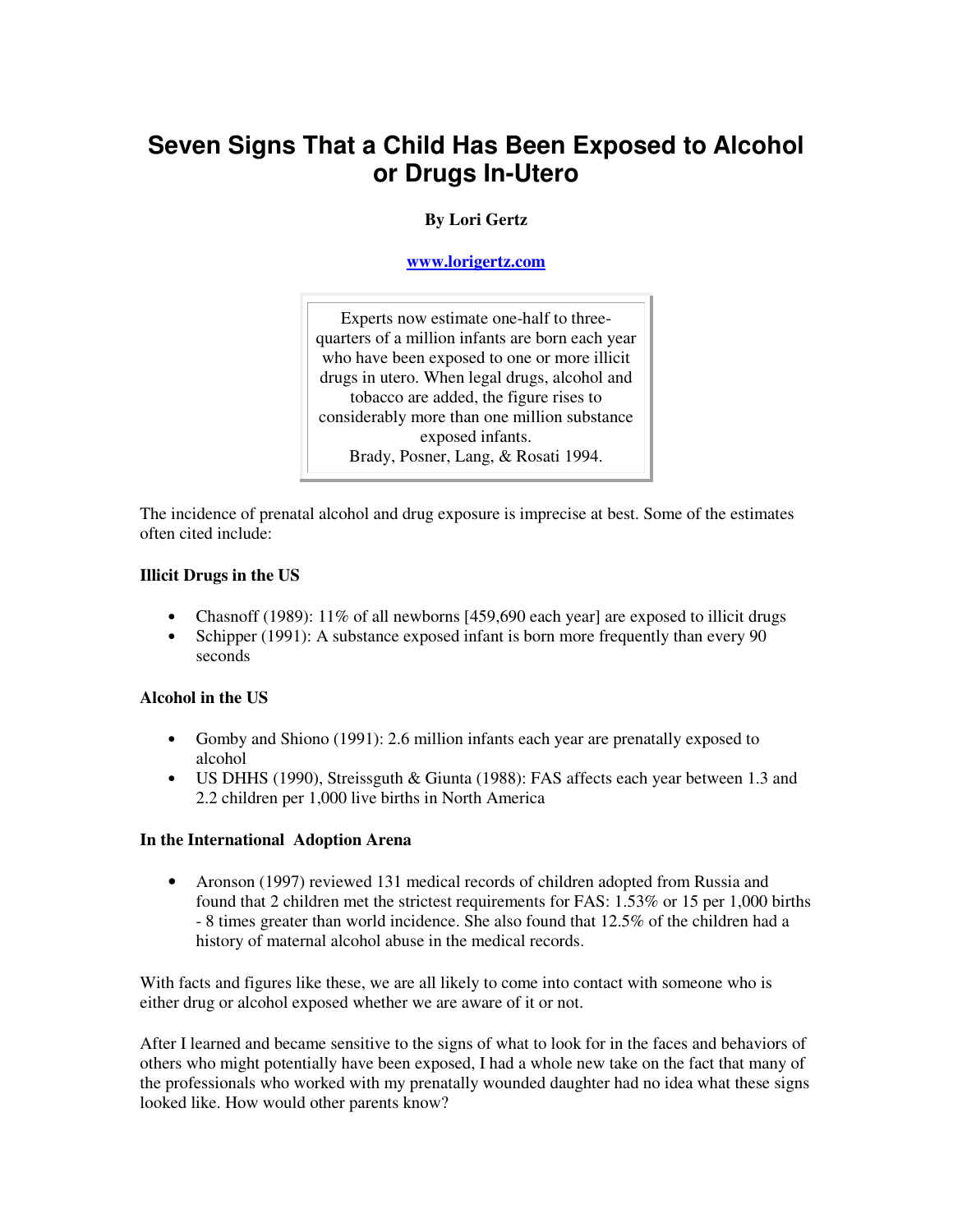# Seven Signs That a Child Has Been Exposed to Alcohol or Drugs In-Utero

**By Lori Gertz**

**www.lorigertz.com**

> Experts now estimate one-half to three-quarters of a million infants are born each year who have been exposed to one or more illicit drugs in utero. When legal drugs, alcohol and tobacco are added, the figure rises to considerably more than one million substance exposed infants.
> Brady, Posner, Lang, & Rosati 1994.

The incidence of prenatal alcohol and drug exposure is imprecise at best. Some of the estimates often cited include:

**Illicit Drugs in the US**

- Chasnoff (1989): 11% of all newborns [459,690 each year] are exposed to illicit drugs
- Schipper (1991): A substance exposed infant is born more frequently than every 90 seconds

**Alcohol in the US**

- Gomby and Shiono (1991): 2.6 million infants each year are prenatally exposed to alcohol
- US DHHS (1990), Streissguth & Giunta (1988): FAS affects each year between 1.3 and 2.2 children per 1,000 live births in North America

**In the International Adoption Arena**

- Aronson (1997) reviewed 131 medical records of children adopted from Russia and found that 2 children met the strictest requirements for FAS: 1.53% or 15 per 1,000 births - 8 times greater than world incidence. She also found that 12.5% of the children had a history of maternal alcohol abuse in the medical records.

With facts and figures like these, we are all likely to come into contact with someone who is either drug or alcohol exposed whether we are aware of it or not.

After I learned and became sensitive to the signs of what to look for in the faces and behaviors of others who might potentially have been exposed, I had a whole new take on the fact that many of the professionals who worked with my prenatally wounded daughter had no idea what these signs looked like. How would other parents know?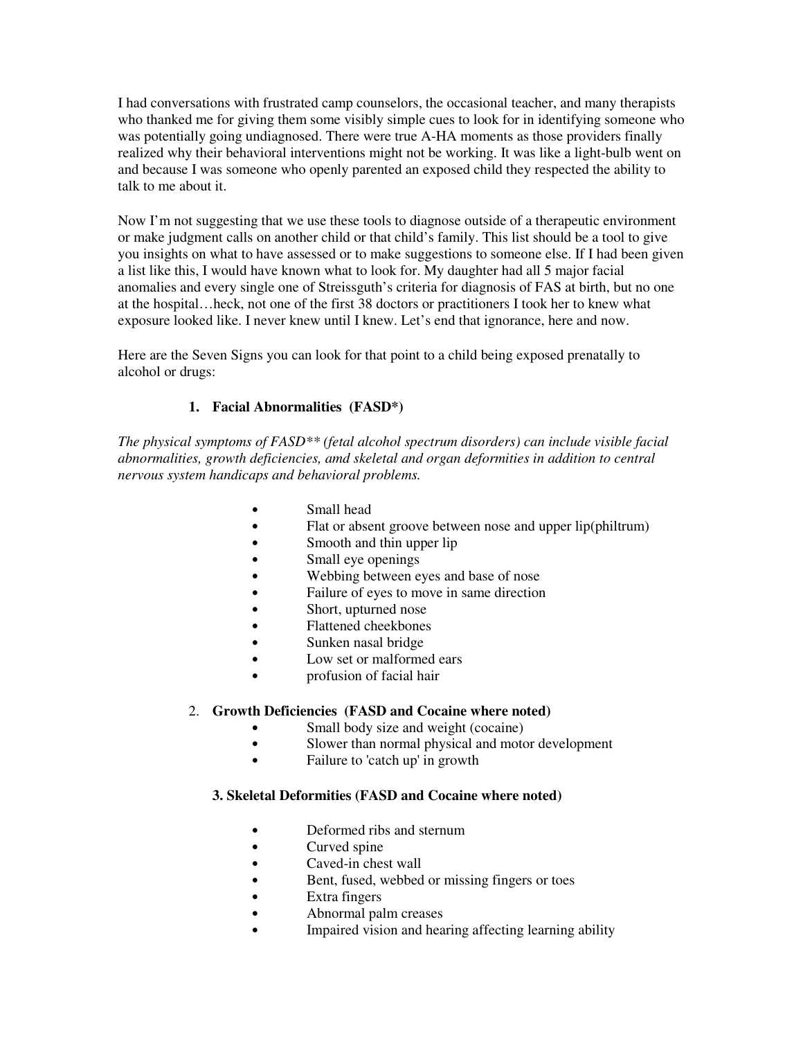I had conversations with frustrated camp counselors, the occasional teacher, and many therapists who thanked me for giving them some visibly simple cues to look for in identifying someone who was potentially going undiagnosed. There were true A-HA moments as those providers finally realized why their behavioral interventions might not be working. It was like a light-bulb went on and because I was someone who openly parented an exposed child they respected the ability to talk to me about it.

Now I'm not suggesting that we use these tools to diagnose outside of a therapeutic environment or make judgment calls on another child or that child's family. This list should be a tool to give you insights on what to have assessed or to make suggestions to someone else. If I had been given a list like this, I would have known what to look for. My daughter had all 5 major facial anomalies and every single one of Streissguth's criteria for diagnosis of FAS at birth, but no one at the hospital…heck, not one of the first 38 doctors or practitioners I took her to knew what exposure looked like. I never knew until I knew. Let's end that ignorance, here and now.

Here are the Seven Signs you can look for that point to a child being exposed prenatally to alcohol or drugs:

### 1. Facial Abnormalities (FASD*)

*The physical symptoms of FASD** (fetal alcohol spectrum disorders) can include visible facial abnormalities, growth deficiencies, amd skeletal and organ deformities in addition to central nervous system handicaps and behavioral problems.*

- Small head
- Flat or absent groove between nose and upper lip(philtrum)
- Smooth and thin upper lip
- Small eye openings
- Webbing between eyes and base of nose
- Failure of eyes to move in same direction
- Short, upturned nose
- Flattened cheekbones
- Sunken nasal bridge
- Low set or malformed ears
- profusion of facial hair

### 2. Growth Deficiencies (FASD and Cocaine where noted)

- Small body size and weight (cocaine)
- Slower than normal physical and motor development
- Failure to 'catch up' in growth

### 3. Skeletal Deformities (FASD and Cocaine where noted)

- Deformed ribs and sternum
- Curved spine
- Caved-in chest wall
- Bent, fused, webbed or missing fingers or toes
- Extra fingers
- Abnormal palm creases
- Impaired vision and hearing affecting learning ability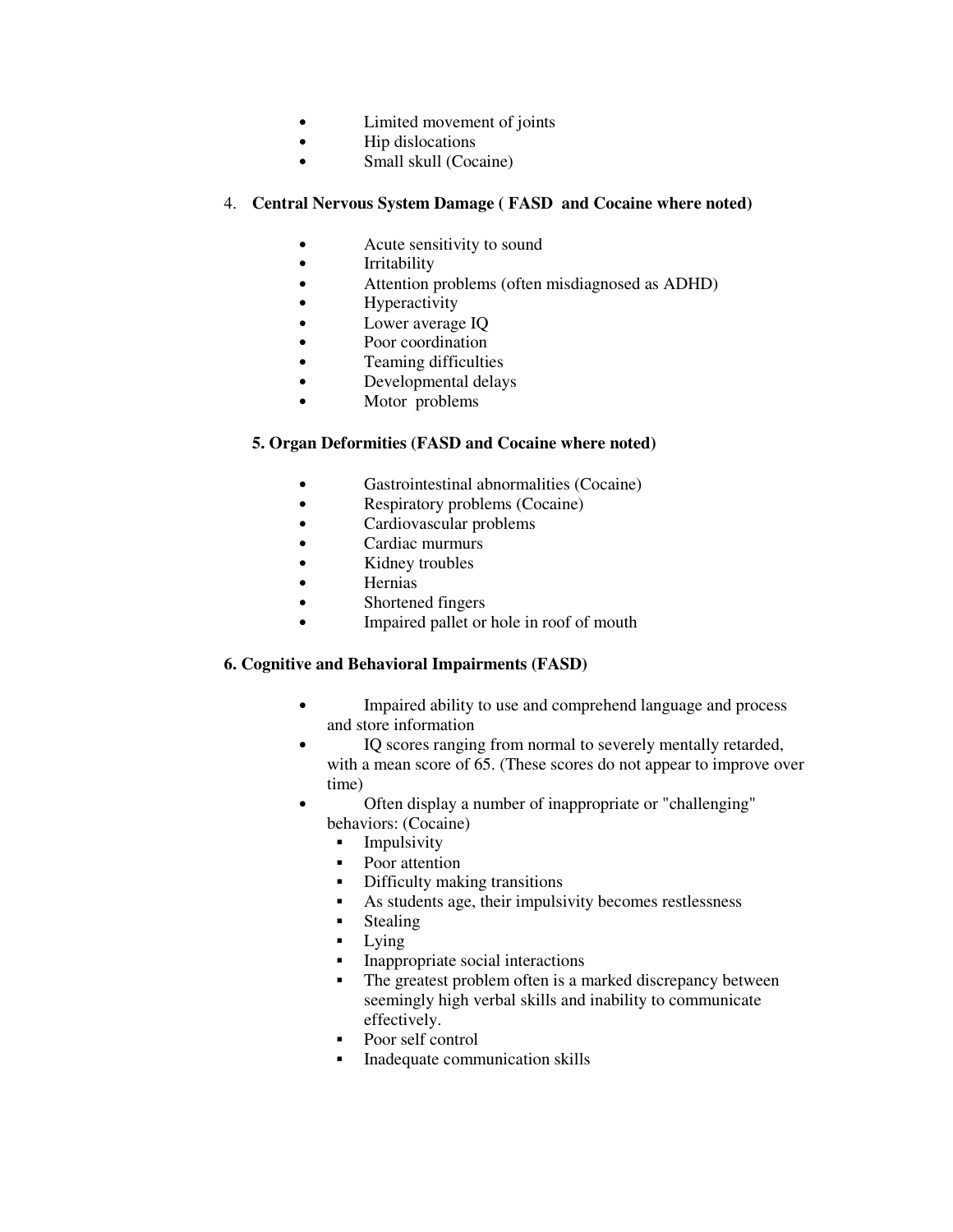- Limited movement of joints
- Hip dislocations
- Small skull (Cocaine)

4. **Central Nervous System Damage ( FASD and Cocaine where noted)**

- Acute sensitivity to sound
- Irritability
- Attention problems (often misdiagnosed as ADHD)
- Hyperactivity
- Lower average IQ
- Poor coordination
- Teaming difficulties
- Developmental delays
- Motor problems

**5. Organ Deformities (FASD and Cocaine where noted)**

- Gastrointestinal abnormalities (Cocaine)
- Respiratory problems (Cocaine)
- Cardiovascular problems
- Cardiac murmurs
- Kidney troubles
- Hernias
- Shortened fingers
- Impaired pallet or hole in roof of mouth

**6. Cognitive and Behavioral Impairments (FASD)**

- Impaired ability to use and comprehend language and process and store information
- IQ scores ranging from normal to severely mentally retarded, with a mean score of 65. (These scores do not appear to improve over time)
- Often display a number of inappropriate or "challenging" behaviors: (Cocaine)
  - Impulsivity
  - Poor attention
  - Difficulty making transitions
  - As students age, their impulsivity becomes restlessness
  - Stealing
  - Lying
  - Inappropriate social interactions
  - The greatest problem often is a marked discrepancy between seemingly high verbal skills and inability to communicate effectively.
  - Poor self control
  - Inadequate communication skills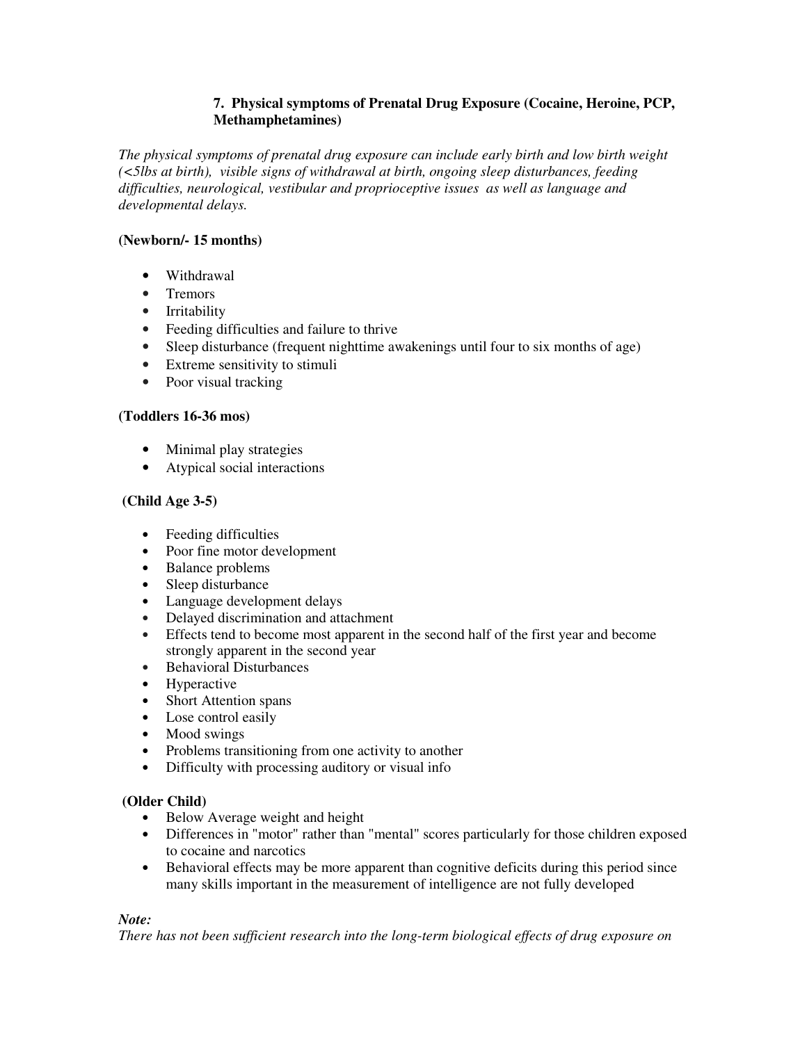### 7. Physical symptoms of Prenatal Drug Exposure (Cocaine, Heroine, PCP, Methamphetamines)

*The physical symptoms of prenatal drug exposure can include early birth and low birth weight (<5lbs at birth), visible signs of withdrawal at birth, ongoing sleep disturbances, feeding difficulties, neurological, vestibular and proprioceptive issues as well as language and developmental delays.*

**(Newborn/- 15 months)**

- Withdrawal
- Tremors
- Irritability
- Feeding difficulties and failure to thrive
- Sleep disturbance (frequent nighttime awakenings until four to six months of age)
- Extreme sensitivity to stimuli
- Poor visual tracking

**(Toddlers 16-36 mos)**

- Minimal play strategies
- Atypical social interactions

**(Child Age 3-5)**

- Feeding difficulties
- Poor fine motor development
- Balance problems
- Sleep disturbance
- Language development delays
- Delayed discrimination and attachment
- Effects tend to become most apparent in the second half of the first year and become strongly apparent in the second year
- Behavioral Disturbances
- Hyperactive
- Short Attention spans
- Lose control easily
- Mood swings
- Problems transitioning from one activity to another
- Difficulty with processing auditory or visual info

**(Older Child)**

- Below Average weight and height
- Differences in "motor" rather than "mental" scores particularly for those children exposed to cocaine and narcotics
- Behavioral effects may be more apparent than cognitive deficits during this period since many skills important in the measurement of intelligence are not fully developed

***Note:***

*There has not been sufficient research into the long-term biological effects of drug exposure on*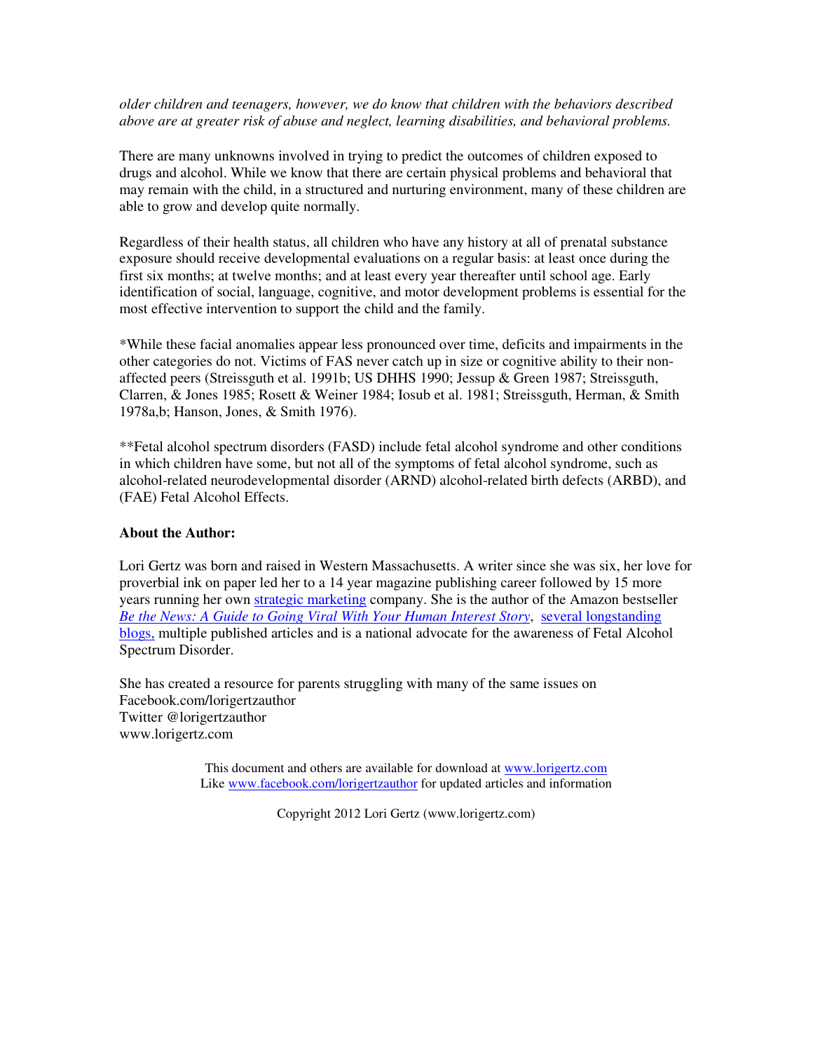*older children and teenagers, however, we do know that children with the behaviors described above are at greater risk of abuse and neglect, learning disabilities, and behavioral problems.*

There are many unknowns involved in trying to predict the outcomes of children exposed to drugs and alcohol. While we know that there are certain physical problems and behavioral that may remain with the child, in a structured and nurturing environment, many of these children are able to grow and develop quite normally.

Regardless of their health status, all children who have any history at all of prenatal substance exposure should receive developmental evaluations on a regular basis: at least once during the first six months; at twelve months; and at least every year thereafter until school age. Early identification of social, language, cognitive, and motor development problems is essential for the most effective intervention to support the child and the family.

*While these facial anomalies appear less pronounced over time, deficits and impairments in the other categories do not. Victims of FAS never catch up in size or cognitive ability to their non-affected peers (Streissguth et al. 1991b; US DHHS 1990; Jessup & Green 1987; Streissguth, Clarren, & Jones 1985; Rosett & Weiner 1984; Iosub et al. 1981; Streissguth, Herman, & Smith 1978a,b; Hanson, Jones, & Smith 1976).

**Fetal alcohol spectrum disorders (FASD) include fetal alcohol syndrome and other conditions in which children have some, but not all of the symptoms of fetal alcohol syndrome, such as alcohol-related neurodevelopmental disorder (ARND) alcohol-related birth defects (ARBD), and (FAE) Fetal Alcohol Effects.

**About the Author:**

Lori Gertz was born and raised in Western Massachusetts. A writer since she was six, her love for proverbial ink on paper led her to a 14 year magazine publishing career followed by 15 more years running her own strategic marketing company. She is the author of the Amazon bestseller *Be the News: A Guide to Going Viral With Your Human Interest Story*, several longstanding blogs, multiple published articles and is a national advocate for the awareness of Fetal Alcohol Spectrum Disorder.

She has created a resource for parents struggling with many of the same issues on
Facebook.com/lorigertzauthor
Twitter @lorigertzauthor
www.lorigertz.com

This document and others are available for download at www.lorigertz.com
Like www.facebook.com/lorigertzauthor for updated articles and information

Copyright 2012 Lori Gertz (www.lorigertz.com)